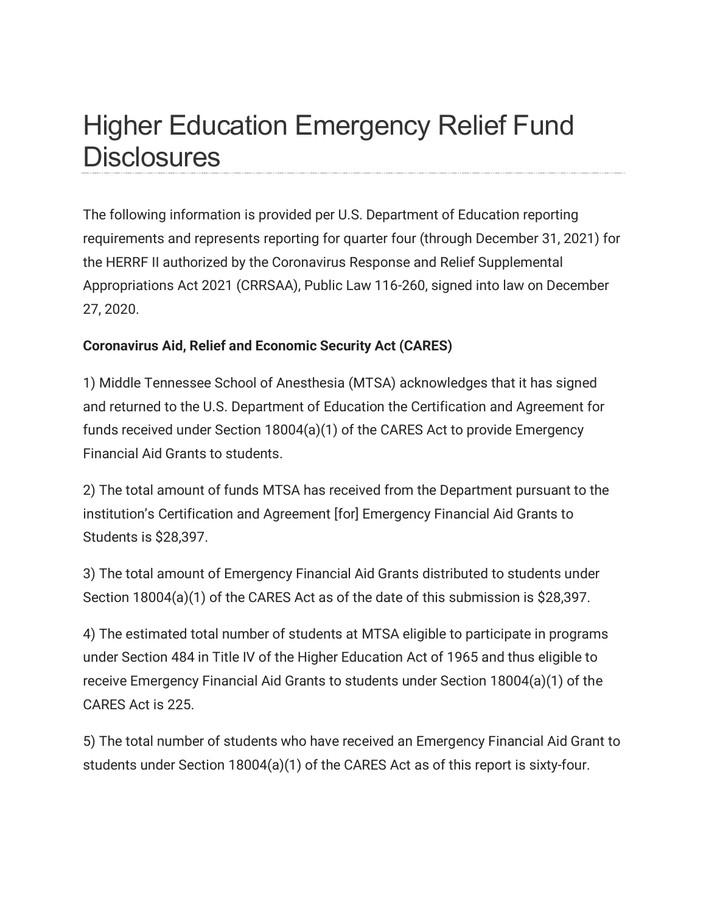# Higher Education Emergency Relief Fund Disclosures

The following information is provided per U.S. Department of Education reporting requirements and represents reporting for quarter four (through December 31, 2021) for the HERRF II authorized by the Coronavirus Response and Relief Supplemental Appropriations Act 2021 (CRRSAA), Public Law 116-260, signed into law on December 27, 2020.

**Coronavirus Aid, Relief and Economic Security Act (CARES)**

1) Middle Tennessee School of Anesthesia (MTSA) acknowledges that it has signed and returned to the U.S. Department of Education the Certification and Agreement for funds received under Section 18004(a)(1) of the CARES Act to provide Emergency Financial Aid Grants to students.

2) The total amount of funds MTSA has received from the Department pursuant to the institution's Certification and Agreement [for] Emergency Financial Aid Grants to Students is $28,397.

3) The total amount of Emergency Financial Aid Grants distributed to students under Section 18004(a)(1) of the CARES Act as of the date of this submission is $28,397.

4) The estimated total number of students at MTSA eligible to participate in programs under Section 484 in Title IV of the Higher Education Act of 1965 and thus eligible to receive Emergency Financial Aid Grants to students under Section 18004(a)(1) of the CARES Act is 225.

5) The total number of students who have received an Emergency Financial Aid Grant to students under Section 18004(a)(1) of the CARES Act as of this report is sixty-four.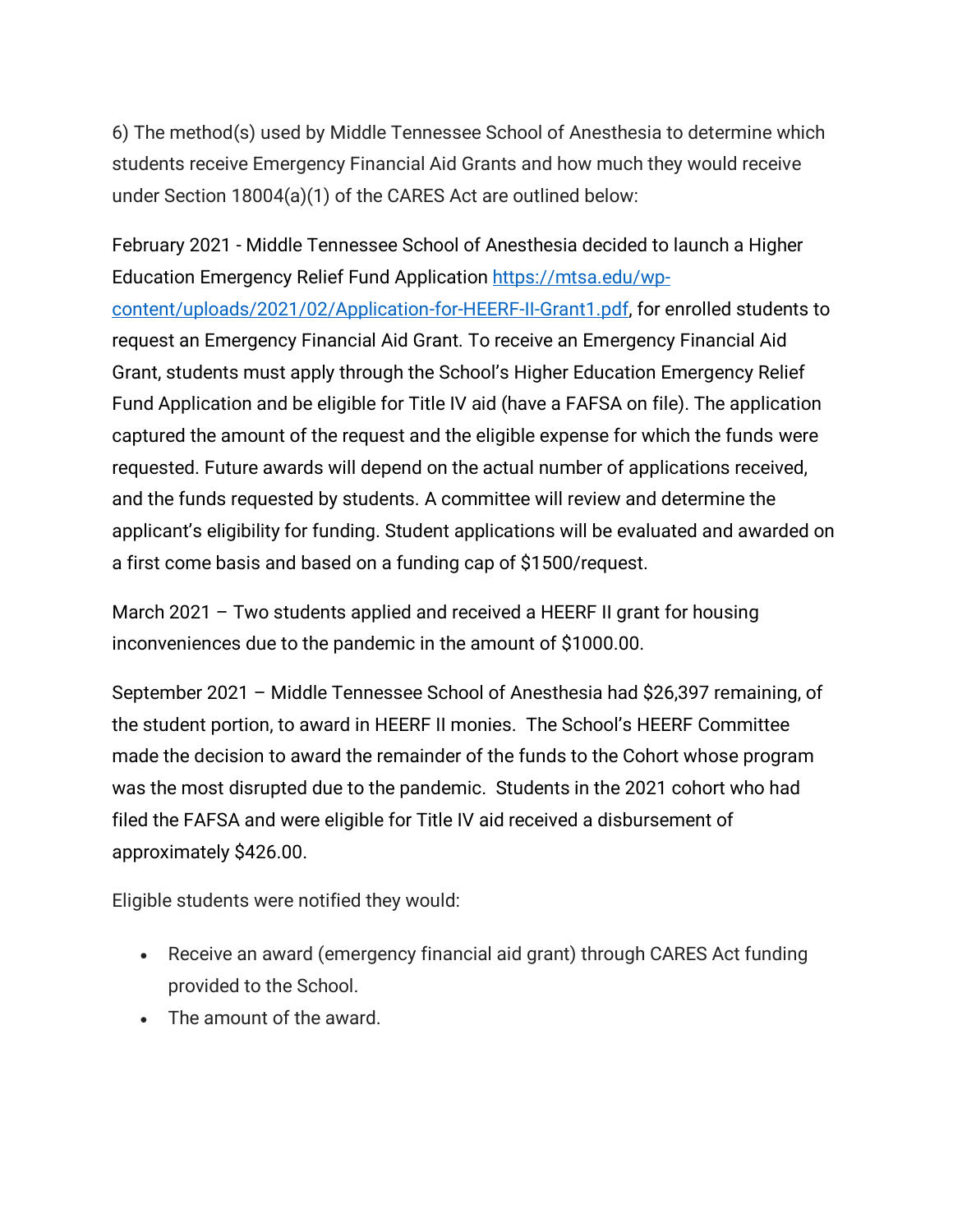6) The method(s) used by Middle Tennessee School of Anesthesia to determine which students receive Emergency Financial Aid Grants and how much they would receive under Section 18004(a)(1) of the CARES Act are outlined below:

February 2021 - Middle Tennessee School of Anesthesia decided to launch a Higher Education Emergency Relief Fund Application [https://mtsa.edu/wp-content/uploads/2021/02/Application-for-HEERF-II-Grant1.pdf](https://mtsa.edu/wp-content/uploads/2021/02/Application-for-HEERF-II-Grant1.pdf), for enrolled students to request an Emergency Financial Aid Grant. To receive an Emergency Financial Aid Grant, students must apply through the School's Higher Education Emergency Relief Fund Application and be eligible for Title IV aid (have a FAFSA on file). The application captured the amount of the request and the eligible expense for which the funds were requested. Future awards will depend on the actual number of applications received, and the funds requested by students. A committee will review and determine the applicant's eligibility for funding. Student applications will be evaluated and awarded on a first come basis and based on a funding cap of $1500/request.

March 2021 – Two students applied and received a HEERF II grant for housing inconveniences due to the pandemic in the amount of $1000.00.

September 2021 – Middle Tennessee School of Anesthesia had $26,397 remaining, of the student portion, to award in HEERF II monies. The School's HEERF Committee made the decision to award the remainder of the funds to the Cohort whose program was the most disrupted due to the pandemic. Students in the 2021 cohort who had filed the FAFSA and were eligible for Title IV aid received a disbursement of approximately $426.00.

Eligible students were notified they would:

- Receive an award (emergency financial aid grant) through CARES Act funding provided to the School.
- The amount of the award.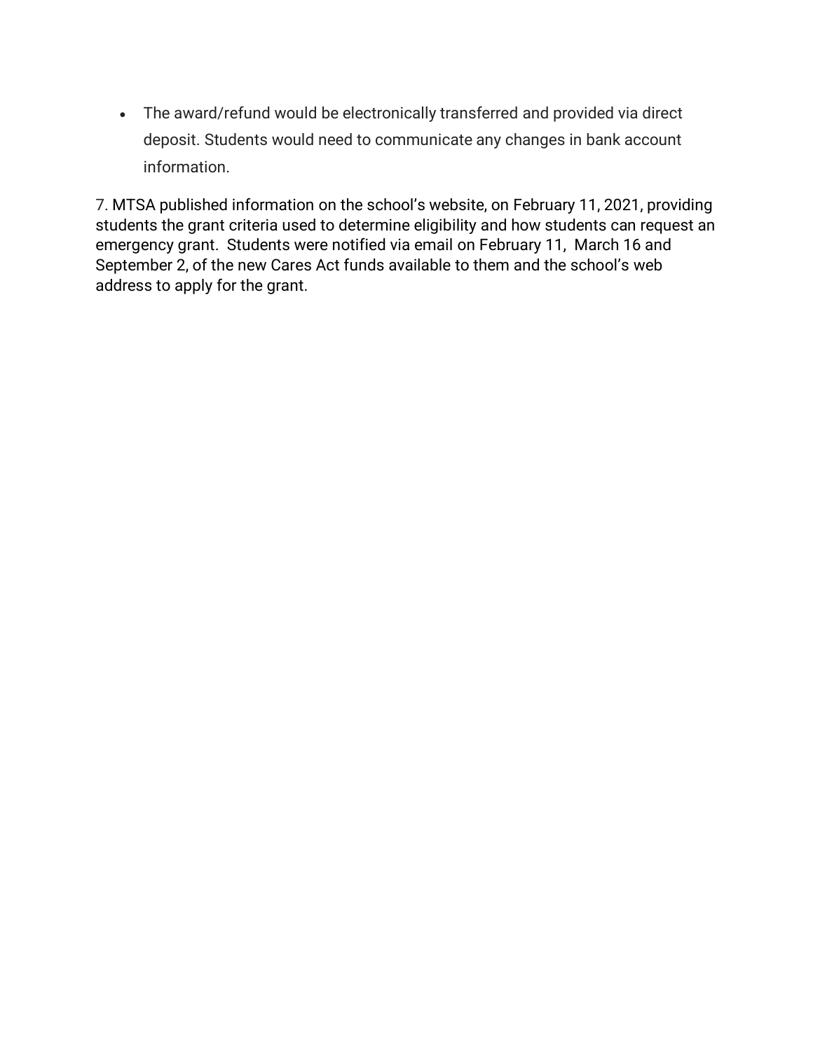- The award/refund would be electronically transferred and provided via direct deposit. Students would need to communicate any changes in bank account information.

7. MTSA published information on the school's website, on February 11, 2021, providing students the grant criteria used to determine eligibility and how students can request an emergency grant. Students were notified via email on February 11, March 16 and September 2, of the new Cares Act funds available to them and the school's web address to apply for the grant.